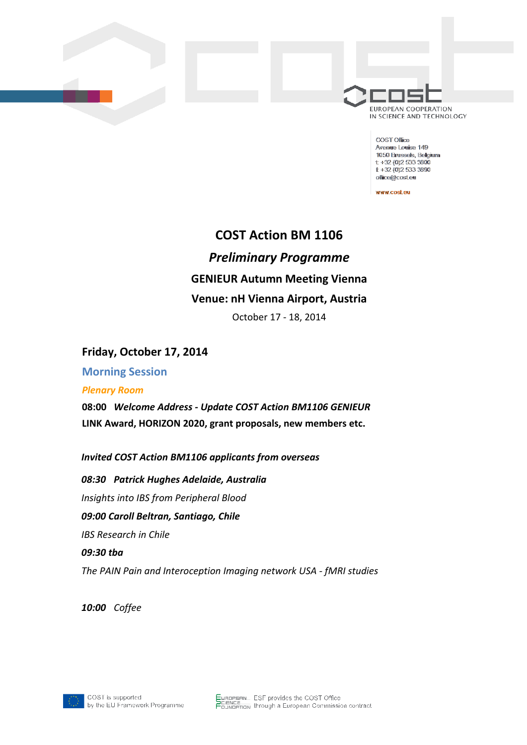COST Office
Avenue Louise 149
1050 Brussels, Belgium
t: +32 (0)2 533 3800
f: +32 (0)2 533 3890
office@cost.eu

www.cost.eu

# COST Action BM 1106

## *Preliminary Programme*

## GENIEUR Autumn Meeting Vienna

## Venue: nH Vienna Airport, Austria

October 17 - 18, 2014

### Friday, October 17, 2014

### Morning Session

***Plenary Room***

**08:00** ***Welcome Address - Update COST Action BM1106 GENIEUR***
**LINK Award, HORIZON 2020, grant proposals, new members etc.**

***Invited COST Action BM1106 applicants from overseas***

***08:30 Patrick Hughes Adelaide, Australia***
*Insights into IBS from Peripheral Blood*

***09:00 Caroll Beltran, Santiago, Chile***
*IBS Research in Chile*

***09:30 tba***
*The PAIN Pain and Interoception Imaging network USA - fMRI studies*

***10:00*** *Coffee*

COST is supported by the EU Framework Programme

ESF provides the COST Office through a European Commission contract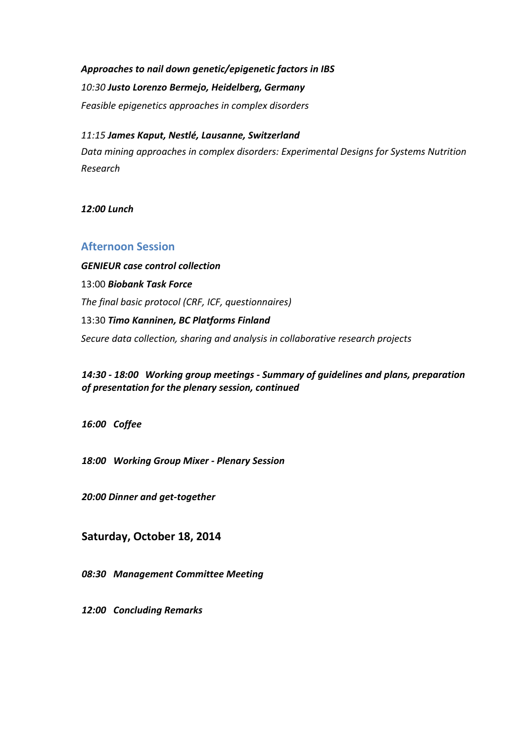***Approaches to nail down genetic/epigenetic factors in IBS***

*10:30* ***Justo Lorenzo Bermejo, Heidelberg, Germany***

*Feasible epigenetics approaches in complex disorders*

*11:15* ***James Kaput, Nestlé, Lausanne, Switzerland***

*Data mining approaches in complex disorders: Experimental Designs for Systems Nutrition Research*

***12:00 Lunch***

## Afternoon Session

***GENIEUR case control collection***

13:00 ***Biobank Task Force***

*The final basic protocol (CRF, ICF, questionnaires)*

13:30 ***Timo Kanninen, BC Platforms Finland***

*Secure data collection, sharing and analysis in collaborative research projects*

***14:30 - 18:00 Working group meetings - Summary of guidelines and plans, preparation of presentation for the plenary session, continued***

***16:00 Coffee***

***18:00 Working Group Mixer - Plenary Session***

***20:00 Dinner and get-together***

### Saturday, October 18, 2014

***08:30 Management Committee Meeting***

***12:00 Concluding Remarks***